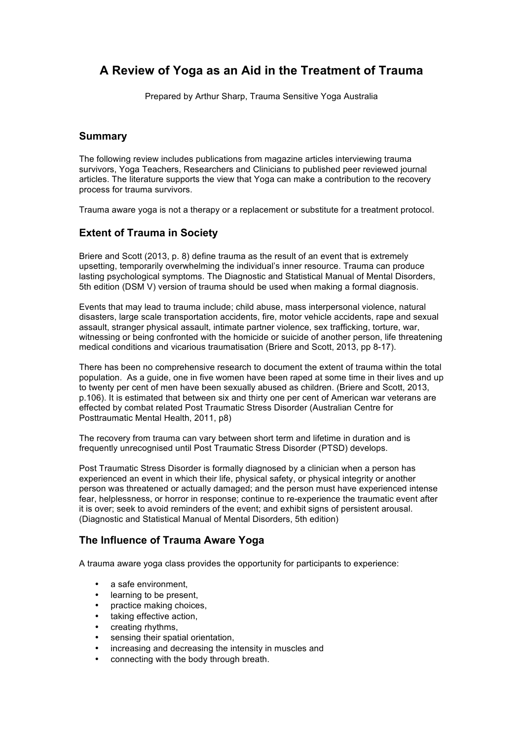# A Review of Yoga as an Aid in the Treatment of Trauma

Prepared by Arthur Sharp, Trauma Sensitive Yoga Australia

## Summary

The following review includes publications from magazine articles interviewing trauma survivors, Yoga Teachers, Researchers and Clinicians to published peer reviewed journal articles. The literature supports the view that Yoga can make a contribution to the recovery process for trauma survivors.

Trauma aware yoga is not a therapy or a replacement or substitute for a treatment protocol.

## Extent of Trauma in Society

Briere and Scott (2013, p. 8) define trauma as the result of an event that is extremely upsetting, temporarily overwhelming the individual's inner resource. Trauma can produce lasting psychological symptoms. The Diagnostic and Statistical Manual of Mental Disorders, 5th edition (DSM V) version of trauma should be used when making a formal diagnosis.

Events that may lead to trauma include; child abuse, mass interpersonal violence, natural disasters, large scale transportation accidents, fire, motor vehicle accidents, rape and sexual assault, stranger physical assault, intimate partner violence, sex trafficking, torture, war, witnessing or being confronted with the homicide or suicide of another person, life threatening medical conditions and vicarious traumatisation (Briere and Scott, 2013, pp 8-17).

There has been no comprehensive research to document the extent of trauma within the total population. As a guide, one in five women have been raped at some time in their lives and up to twenty per cent of men have been sexually abused as children. (Briere and Scott, 2013, p.106). It is estimated that between six and thirty one per cent of American war veterans are effected by combat related Post Traumatic Stress Disorder (Australian Centre for Posttraumatic Mental Health, 2011, p8)

The recovery from trauma can vary between short term and lifetime in duration and is frequently unrecognised until Post Traumatic Stress Disorder (PTSD) develops.

Post Traumatic Stress Disorder is formally diagnosed by a clinician when a person has experienced an event in which their life, physical safety, or physical integrity or another person was threatened or actually damaged; and the person must have experienced intense fear, helplessness, or horror in response; continue to re-experience the traumatic event after it is over; seek to avoid reminders of the event; and exhibit signs of persistent arousal. (Diagnostic and Statistical Manual of Mental Disorders, 5th edition)

## The Influence of Trauma Aware Yoga

A trauma aware yoga class provides the opportunity for participants to experience:

- a safe environment,
- learning to be present,
- practice making choices,
- taking effective action,
- creating rhythms,
- sensing their spatial orientation,
- increasing and decreasing the intensity in muscles and
- connecting with the body through breath.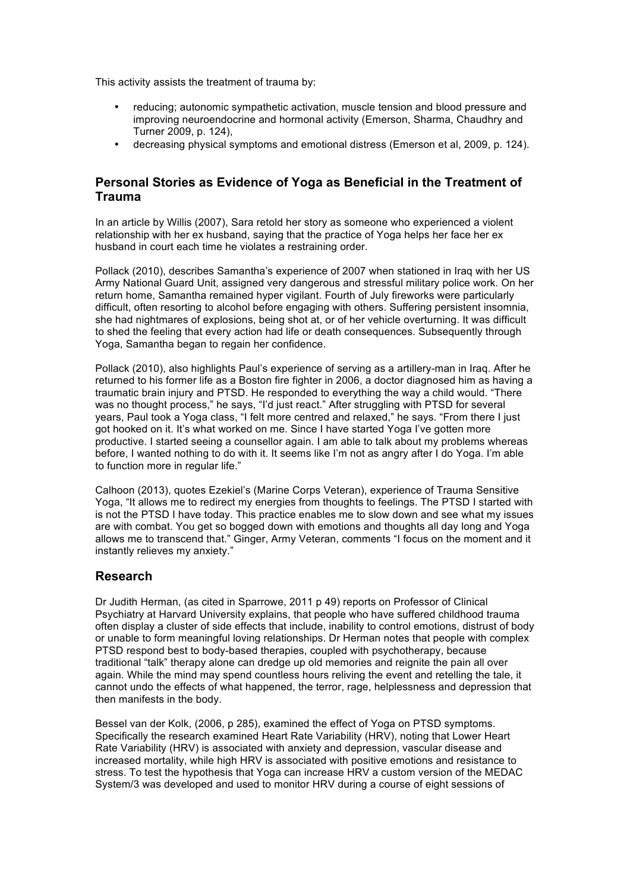This activity assists the treatment of trauma by:

- reducing; autonomic sympathetic activation, muscle tension and blood pressure and improving neuroendocrine and hormonal activity (Emerson, Sharma, Chaudhry and Turner 2009, p. 124),
- decreasing physical symptoms and emotional distress (Emerson et al, 2009, p. 124).

## Personal Stories as Evidence of Yoga as Beneficial in the Treatment of Trauma

In an article by Willis (2007), Sara retold her story as someone who experienced a violent relationship with her ex husband, saying that the practice of Yoga helps her face her ex husband in court each time he violates a restraining order.

Pollack (2010), describes Samantha's experience of 2007 when stationed in Iraq with her US Army National Guard Unit, assigned very dangerous and stressful military police work. On her return home, Samantha remained hyper vigilant. Fourth of July fireworks were particularly difficult, often resorting to alcohol before engaging with others. Suffering persistent insomnia, she had nightmares of explosions, being shot at, or of her vehicle overturning. It was difficult to shed the feeling that every action had life or death consequences. Subsequently through Yoga, Samantha began to regain her confidence.

Pollack (2010), also highlights Paul's experience of serving as a artillery-man in Iraq. After he returned to his former life as a Boston fire fighter in 2006, a doctor diagnosed him as having a traumatic brain injury and PTSD. He responded to everything the way a child would. "There was no thought process," he says, "I'd just react." After struggling with PTSD for several years, Paul took a Yoga class, "I felt more centred and relaxed," he says. "From there I just got hooked on it. It's what worked on me. Since I have started Yoga I've gotten more productive. I started seeing a counsellor again. I am able to talk about my problems whereas before, I wanted nothing to do with it. It seems like I'm not as angry after I do Yoga. I'm able to function more in regular life."

Calhoon (2013), quotes Ezekiel's (Marine Corps Veteran), experience of Trauma Sensitive Yoga, "It allows me to redirect my energies from thoughts to feelings. The PTSD I started with is not the PTSD I have today. This practice enables me to slow down and see what my issues are with combat. You get so bogged down with emotions and thoughts all day long and Yoga allows me to transcend that." Ginger, Army Veteran, comments "I focus on the moment and it instantly relieves my anxiety."

## Research

Dr Judith Herman, (as cited in Sparrowe, 2011 p 49) reports on Professor of Clinical Psychiatry at Harvard University explains, that people who have suffered childhood trauma often display a cluster of side effects that include, inability to control emotions, distrust of body or unable to form meaningful loving relationships. Dr Herman notes that people with complex PTSD respond best to body-based therapies, coupled with psychotherapy, because traditional "talk" therapy alone can dredge up old memories and reignite the pain all over again. While the mind may spend countless hours reliving the event and retelling the tale, it cannot undo the effects of what happened, the terror, rage, helplessness and depression that then manifests in the body.

Bessel van der Kolk, (2006, p 285), examined the effect of Yoga on PTSD symptoms. Specifically the research examined Heart Rate Variability (HRV), noting that Lower Heart Rate Variability (HRV) is associated with anxiety and depression, vascular disease and increased mortality, while high HRV is associated with positive emotions and resistance to stress. To test the hypothesis that Yoga can increase HRV a custom version of the MEDAC System/3 was developed and used to monitor HRV during a course of eight sessions of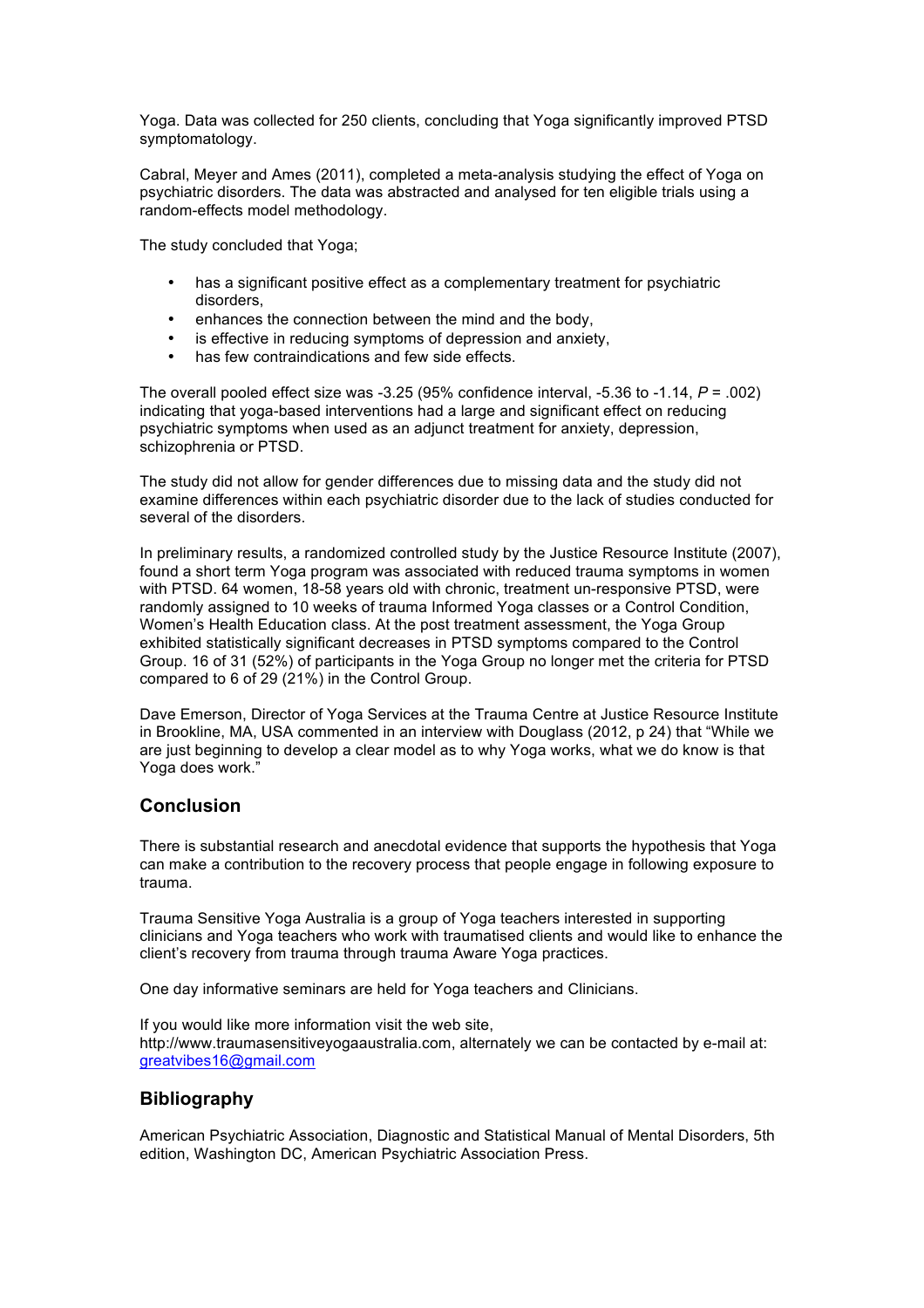Yoga. Data was collected for 250 clients, concluding that Yoga significantly improved PTSD symptomatology.

Cabral, Meyer and Ames (2011), completed a meta-analysis studying the effect of Yoga on psychiatric disorders. The data was abstracted and analysed for ten eligible trials using a random-effects model methodology.

The study concluded that Yoga;

- has a significant positive effect as a complementary treatment for psychiatric disorders,
- enhances the connection between the mind and the body,
- is effective in reducing symptoms of depression and anxiety,
- has few contraindications and few side effects.

The overall pooled effect size was -3.25 (95% confidence interval, -5.36 to -1.14, $P = .002$) indicating that yoga-based interventions had a large and significant effect on reducing psychiatric symptoms when used as an adjunct treatment for anxiety, depression, schizophrenia or PTSD.

The study did not allow for gender differences due to missing data and the study did not examine differences within each psychiatric disorder due to the lack of studies conducted for several of the disorders.

In preliminary results, a randomized controlled study by the Justice Resource Institute (2007), found a short term Yoga program was associated with reduced trauma symptoms in women with PTSD. 64 women, 18-58 years old with chronic, treatment un-responsive PTSD, were randomly assigned to 10 weeks of trauma Informed Yoga classes or a Control Condition, Women's Health Education class. At the post treatment assessment, the Yoga Group exhibited statistically significant decreases in PTSD symptoms compared to the Control Group. 16 of 31 (52%) of participants in the Yoga Group no longer met the criteria for PTSD compared to 6 of 29 (21%) in the Control Group.

Dave Emerson, Director of Yoga Services at the Trauma Centre at Justice Resource Institute in Brookline, MA, USA commented in an interview with Douglass (2012, p 24) that "While we are just beginning to develop a clear model as to why Yoga works, what we do know is that Yoga does work."

## Conclusion

There is substantial research and anecdotal evidence that supports the hypothesis that Yoga can make a contribution to the recovery process that people engage in following exposure to trauma.

Trauma Sensitive Yoga Australia is a group of Yoga teachers interested in supporting clinicians and Yoga teachers who work with traumatised clients and would like to enhance the client's recovery from trauma through trauma Aware Yoga practices.

One day informative seminars are held for Yoga teachers and Clinicians.

If you would like more information visit the web site, http://www.traumasensitiveyogaaustralia.com, alternately we can be contacted by e-mail at: greatvibes16@gmail.com

## Bibliography

American Psychiatric Association, Diagnostic and Statistical Manual of Mental Disorders, 5th edition, Washington DC, American Psychiatric Association Press.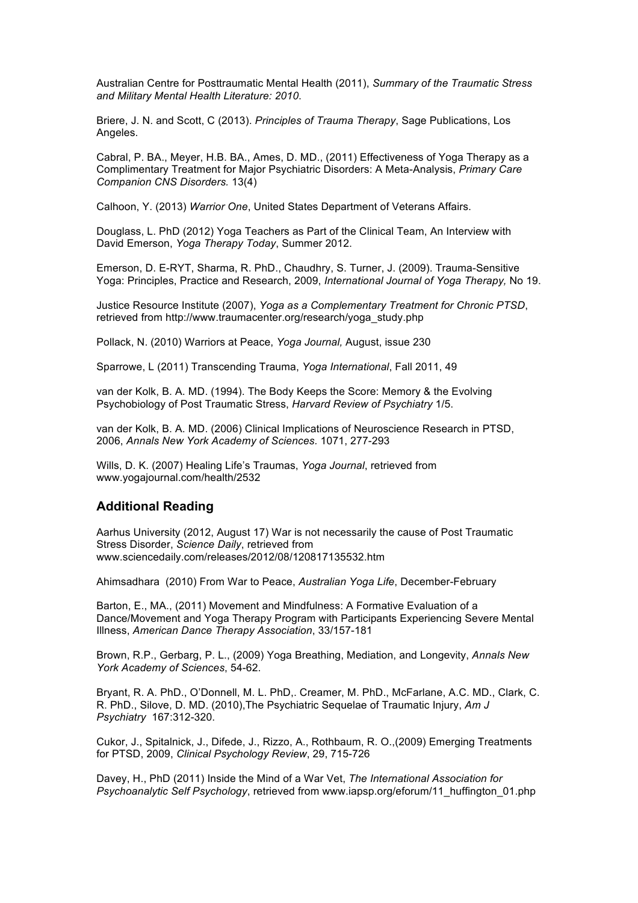Australian Centre for Posttraumatic Mental Health (2011), *Summary of the Traumatic Stress and Military Mental Health Literature: 2010*.

Briere, J. N. and Scott, C (2013). *Principles of Trauma Therapy*, Sage Publications, Los Angeles.

Cabral, P. BA., Meyer, H.B. BA., Ames, D. MD., (2011) Effectiveness of Yoga Therapy as a Complimentary Treatment for Major Psychiatric Disorders: A Meta-Analysis, *Primary Care Companion CNS Disorders.* 13(4)

Calhoon, Y. (2013) *Warrior One*, United States Department of Veterans Affairs.

Douglass, L. PhD (2012) Yoga Teachers as Part of the Clinical Team, An Interview with David Emerson, *Yoga Therapy Today*, Summer 2012.

Emerson, D. E-RYT, Sharma, R. PhD., Chaudhry, S. Turner, J. (2009). Trauma-Sensitive Yoga: Principles, Practice and Research, 2009, *International Journal of Yoga Therapy,* No 19.

Justice Resource Institute (2007), *Yoga as a Complementary Treatment for Chronic PTSD*, retrieved from http://www.traumacenter.org/research/yoga_study.php

Pollack, N. (2010) Warriors at Peace, *Yoga Journal,* August, issue 230

Sparrowe, L (2011) Transcending Trauma, *Yoga International*, Fall 2011, 49

van der Kolk, B. A. MD. (1994). The Body Keeps the Score: Memory & the Evolving Psychobiology of Post Traumatic Stress, *Harvard Review of Psychiatry* 1/5.

van der Kolk, B. A. MD. (2006) Clinical Implications of Neuroscience Research in PTSD, 2006, *Annals New York Academy of Sciences.* 1071, 277-293

Wills, D. K. (2007) Healing Life's Traumas, *Yoga Journal*, retrieved from www.yogajournal.com/health/2532

## Additional Reading

Aarhus University (2012, August 17) War is not necessarily the cause of Post Traumatic Stress Disorder, *Science Daily*, retrieved from www.sciencedaily.com/releases/2012/08/120817135532.htm

Ahimsadhara (2010) From War to Peace, *Australian Yoga Life*, December-February

Barton, E., MA., (2011) Movement and Mindfulness: A Formative Evaluation of a Dance/Movement and Yoga Therapy Program with Participants Experiencing Severe Mental Illness, *American Dance Therapy Association*, 33/157-181

Brown, R.P., Gerbarg, P. L., (2009) Yoga Breathing, Mediation, and Longevity, *Annals New York Academy of Sciences*, 54-62.

Bryant, R. A. PhD., O'Donnell, M. L. PhD,. Creamer, M. PhD., McFarlane, A.C. MD., Clark, C. R. PhD., Silove, D. MD. (2010),The Psychiatric Sequelae of Traumatic Injury, *Am J Psychiatry* 167:312-320.

Cukor, J., Spitalnick, J., Difede, J., Rizzo, A., Rothbaum, R. O.,(2009) Emerging Treatments for PTSD, 2009, *Clinical Psychology Review*, 29, 715-726

Davey, H., PhD (2011) Inside the Mind of a War Vet, *The International Association for Psychoanalytic Self Psychology*, retrieved from www.iapsp.org/eforum/11_huffington_01.php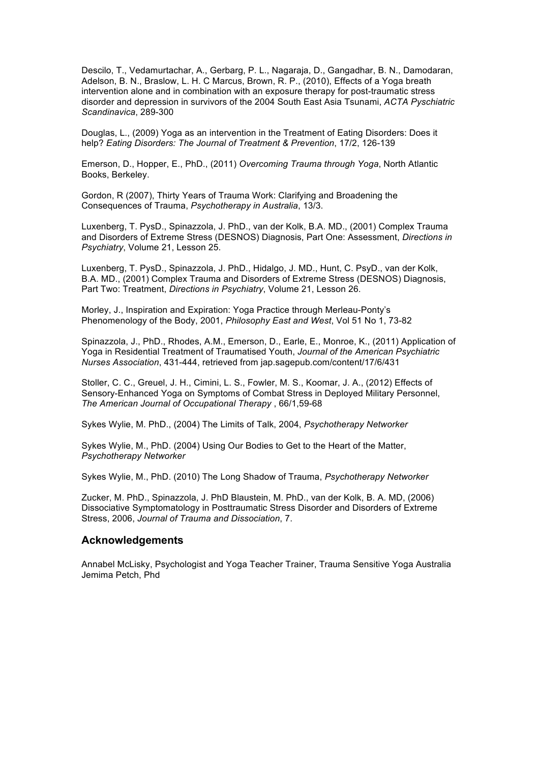Descilo, T., Vedamurtachar, A., Gerbarg, P. L., Nagaraja, D., Gangadhar, B. N., Damodaran, Adelson, B. N., Braslow, L. H. C Marcus, Brown, R. P., (2010), Effects of a Yoga breath intervention alone and in combination with an exposure therapy for post-traumatic stress disorder and depression in survivors of the 2004 South East Asia Tsunami, *ACTA Pyschiatric Scandinavica*, 289-300

Douglas, L., (2009) Yoga as an intervention in the Treatment of Eating Disorders: Does it help? *Eating Disorders: The Journal of Treatment & Prevention*, 17/2, 126-139

Emerson, D., Hopper, E., PhD., (2011) *Overcoming Trauma through Yoga*, North Atlantic Books, Berkeley.

Gordon, R (2007), Thirty Years of Trauma Work: Clarifying and Broadening the Consequences of Trauma, *Psychotherapy in Australia*, 13/3.

Luxenberg, T. PysD., Spinazzola, J. PhD., van der Kolk, B.A. MD., (2001) Complex Trauma and Disorders of Extreme Stress (DESNOS) Diagnosis, Part One: Assessment, *Directions in Psychiatry*, Volume 21, Lesson 25.

Luxenberg, T. PysD., Spinazzola, J. PhD., Hidalgo, J. MD., Hunt, C. PsyD., van der Kolk, B.A. MD., (2001) Complex Trauma and Disorders of Extreme Stress (DESNOS) Diagnosis, Part Two: Treatment, *Directions in Psychiatry*, Volume 21, Lesson 26.

Morley, J., Inspiration and Expiration: Yoga Practice through Merleau-Ponty's Phenomenology of the Body, 2001, *Philosophy East and West*, Vol 51 No 1, 73-82

Spinazzola, J., PhD., Rhodes, A.M., Emerson, D., Earle, E., Monroe, K., (2011) Application of Yoga in Residential Treatment of Traumatised Youth, *Journal of the American Psychiatric Nurses Association*, 431-444, retrieved from jap.sagepub.com/content/17/6/431

Stoller, C. C., Greuel, J. H., Cimini, L. S., Fowler, M. S., Koomar, J. A., (2012) Effects of Sensory-Enhanced Yoga on Symptoms of Combat Stress in Deployed Military Personnel, *The American Journal of Occupational Therapy* , 66/1,59-68

Sykes Wylie, M. PhD., (2004) The Limits of Talk, 2004, *Psychotherapy Networker*

Sykes Wylie, M., PhD. (2004) Using Our Bodies to Get to the Heart of the Matter, *Psychotherapy Networker*

Sykes Wylie, M., PhD. (2010) The Long Shadow of Trauma, *Psychotherapy Networker*

Zucker, M. PhD., Spinazzola, J. PhD Blaustein, M. PhD., van der Kolk, B. A. MD, (2006) Dissociative Symptomatology in Posttraumatic Stress Disorder and Disorders of Extreme Stress, 2006, *Journal of Trauma and Dissociation*, 7.

## Acknowledgements

Annabel McLisky, Psychologist and Yoga Teacher Trainer, Trauma Sensitive Yoga Australia
Jemima Petch, Phd